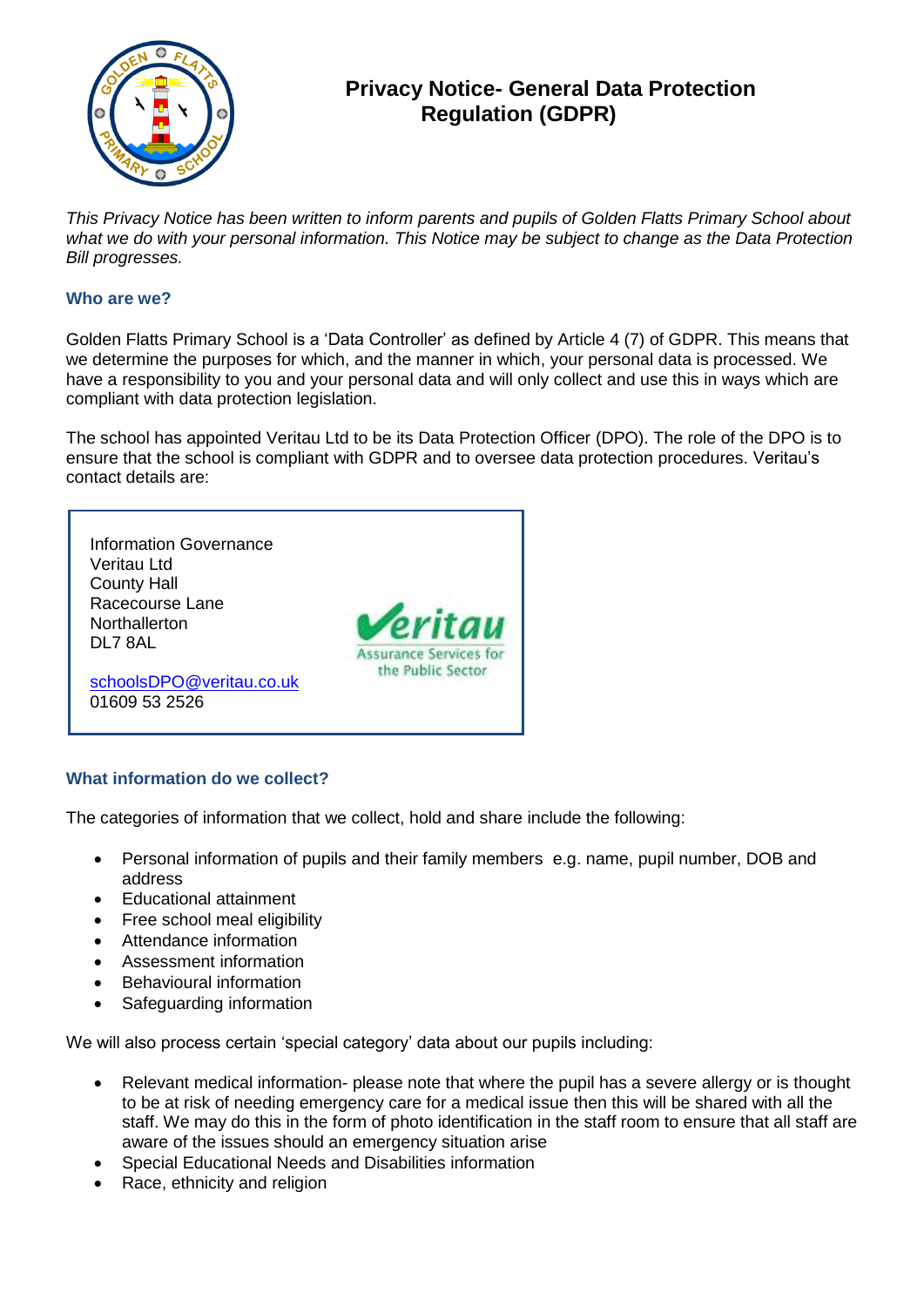# Privacy Notice- General Data Protection Regulation (GDPR)

*This Privacy Notice has been written to inform parents and pupils of Golden Flatts Primary School about what we do with your personal information. This Notice may be subject to change as the Data Protection Bill progresses.*

## Who are we?

Golden Flatts Primary School is a 'Data Controller' as defined by Article 4 (7) of GDPR. This means that we determine the purposes for which, and the manner in which, your personal data is processed. We have a responsibility to you and your personal data and will only collect and use this in ways which are compliant with data protection legislation.

The school has appointed Veritau Ltd to be its Data Protection Officer (DPO). The role of the DPO is to ensure that the school is compliant with GDPR and to oversee data protection procedures. Veritau's contact details are:

Information Governance
Veritau Ltd
County Hall
Racecourse Lane
Northallerton
DL7 8AL

schoolsDPO@veritau.co.uk
01609 53 2526

## What information do we collect?

The categories of information that we collect, hold and share include the following:

- Personal information of pupils and their family members e.g. name, pupil number, DOB and address
- Educational attainment
- Free school meal eligibility
- Attendance information
- Assessment information
- Behavioural information
- Safeguarding information

We will also process certain 'special category' data about our pupils including:

- Relevant medical information- please note that where the pupil has a severe allergy or is thought to be at risk of needing emergency care for a medical issue then this will be shared with all the staff. We may do this in the form of photo identification in the staff room to ensure that all staff are aware of the issues should an emergency situation arise
- Special Educational Needs and Disabilities information
- Race, ethnicity and religion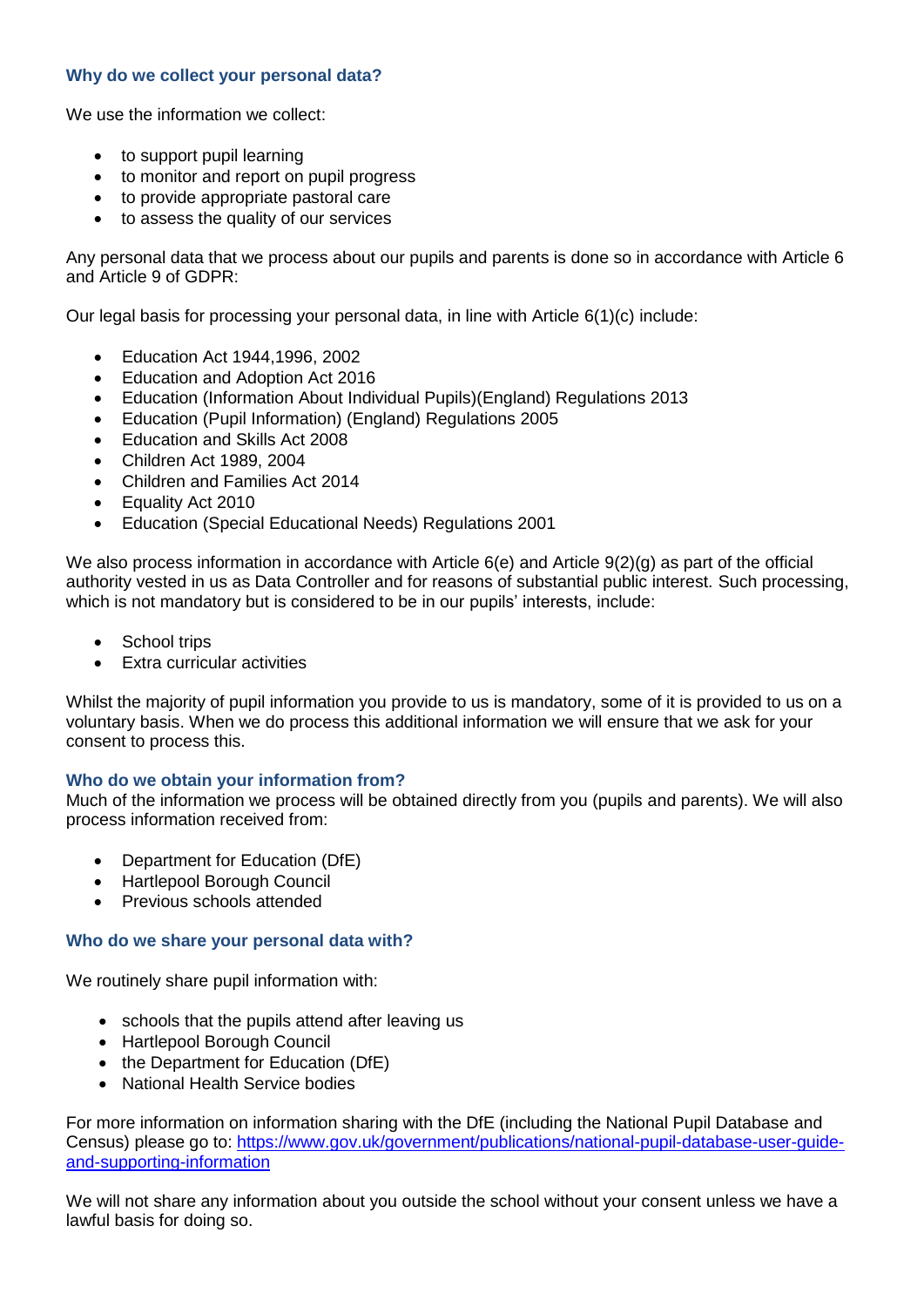### Why do we collect your personal data?

We use the information we collect:

- to support pupil learning
- to monitor and report on pupil progress
- to provide appropriate pastoral care
- to assess the quality of our services

Any personal data that we process about our pupils and parents is done so in accordance with Article 6 and Article 9 of GDPR:

Our legal basis for processing your personal data, in line with Article 6(1)(c) include:

- Education Act 1944,1996, 2002
- Education and Adoption Act 2016
- Education (Information About Individual Pupils)(England) Regulations 2013
- Education (Pupil Information) (England) Regulations 2005
- Education and Skills Act 2008
- Children Act 1989, 2004
- Children and Families Act 2014
- Equality Act 2010
- Education (Special Educational Needs) Regulations 2001

We also process information in accordance with Article 6(e) and Article 9(2)(g) as part of the official authority vested in us as Data Controller and for reasons of substantial public interest. Such processing, which is not mandatory but is considered to be in our pupils' interests, include:

- School trips
- Extra curricular activities

Whilst the majority of pupil information you provide to us is mandatory, some of it is provided to us on a voluntary basis. When we do process this additional information we will ensure that we ask for your consent to process this.

### Who do we obtain your information from?

Much of the information we process will be obtained directly from you (pupils and parents). We will also process information received from:

- Department for Education (DfE)
- Hartlepool Borough Council
- Previous schools attended

### Who do we share your personal data with?

We routinely share pupil information with:

- schools that the pupils attend after leaving us
- Hartlepool Borough Council
- the Department for Education (DfE)
- National Health Service bodies

For more information on information sharing with the DfE (including the National Pupil Database and Census) please go to: [https://www.gov.uk/government/publications/national-pupil-database-user-guide-and-supporting-information](https://www.gov.uk/government/publications/national-pupil-database-user-guide-and-supporting-information)

We will not share any information about you outside the school without your consent unless we have a lawful basis for doing so.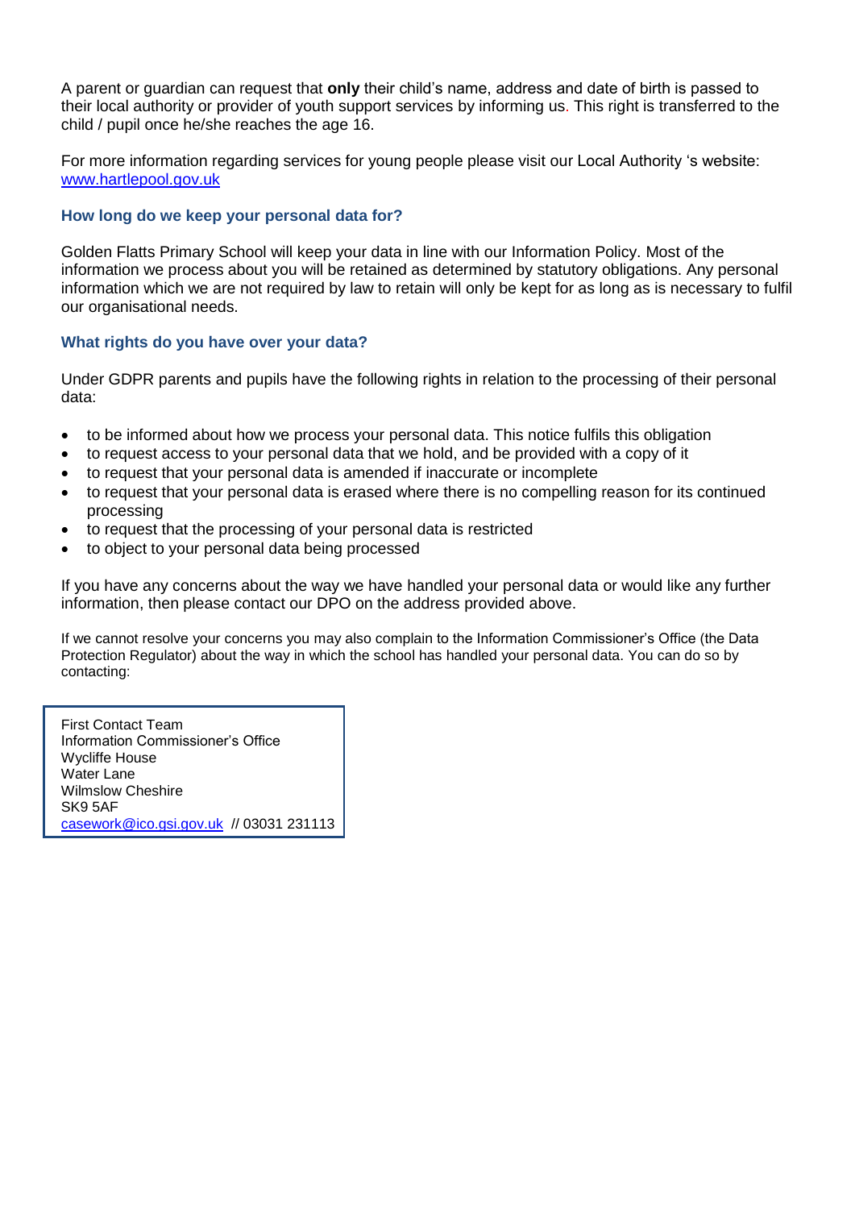A parent or guardian can request that **only** their child's name, address and date of birth is passed to their local authority or provider of youth support services by informing us. This right is transferred to the child / pupil once he/she reaches the age 16.

For more information regarding services for young people please visit our Local Authority 's website: [www.hartlepool.gov.uk](www.hartlepool.gov.uk)

### How long do we keep your personal data for?

Golden Flatts Primary School will keep your data in line with our Information Policy. Most of the information we process about you will be retained as determined by statutory obligations. Any personal information which we are not required by law to retain will only be kept for as long as is necessary to fulfil our organisational needs.

### What rights do you have over your data?

Under GDPR parents and pupils have the following rights in relation to the processing of their personal data:

- to be informed about how we process your personal data. This notice fulfils this obligation
- to request access to your personal data that we hold, and be provided with a copy of it
- to request that your personal data is amended if inaccurate or incomplete
- to request that your personal data is erased where there is no compelling reason for its continued processing
- to request that the processing of your personal data is restricted
- to object to your personal data being processed

If you have any concerns about the way we have handled your personal data or would like any further information, then please contact our DPO on the address provided above.

If we cannot resolve your concerns you may also complain to the Information Commissioner's Office (the Data Protection Regulator) about the way in which the school has handled your personal data. You can do so by contacting:

First Contact Team
Information Commissioner's Office
Wycliffe House
Water Lane
Wilmslow Cheshire
SK9 5AF
[casework@ico.gsi.gov.uk](mailto:casework@ico.gsi.gov.uk) // 03031 231113